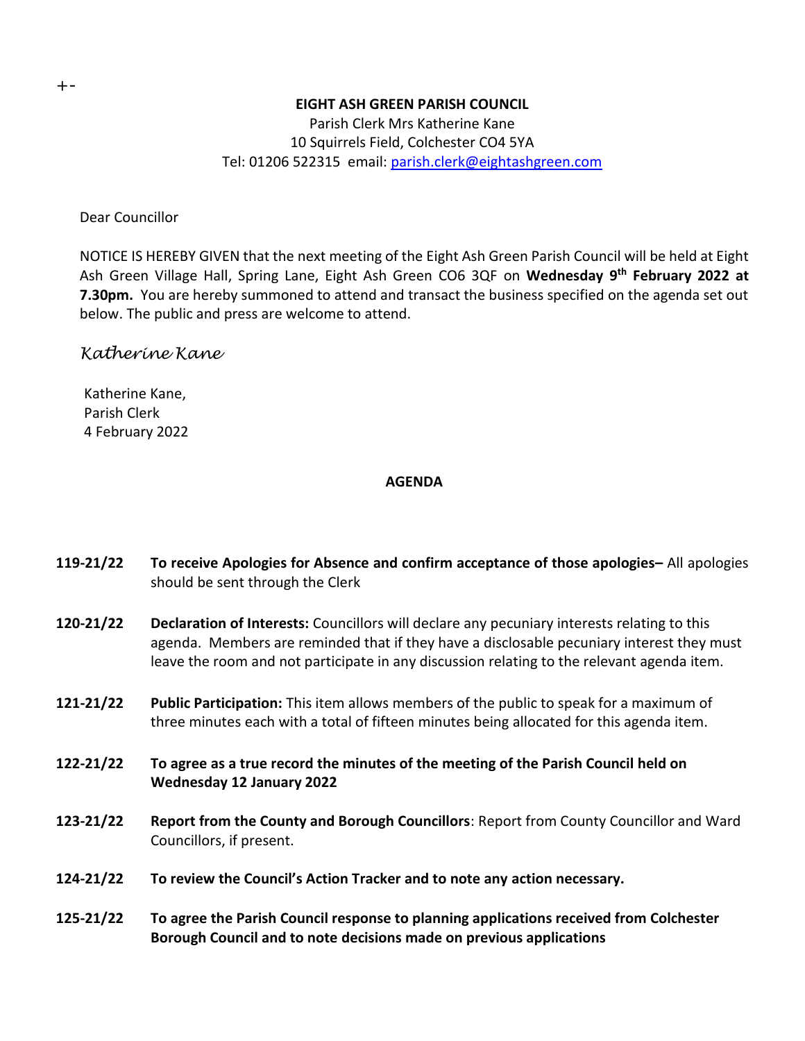+-

**EIGHT ASH GREEN PARISH COUNCIL**

Parish Clerk Mrs Katherine Kane
10 Squirrels Field, Colchester CO4 5YA
Tel: 01206 522315 email: parish.clerk@eightashgreen.com

Dear Councillor

NOTICE IS HEREBY GIVEN that the next meeting of the Eight Ash Green Parish Council will be held at Eight Ash Green Village Hall, Spring Lane, Eight Ash Green CO6 3QF on **Wednesday 9th February 2022 at 7.30pm.** You are hereby summoned to attend and transact the business specified on the agenda set out below. The public and press are welcome to attend.

*Katherine Kane*

Katherine Kane,
Parish Clerk
4 February 2022

**AGENDA**

**119-21/22** **To receive Apologies for Absence and confirm acceptance of those apologies–** All apologies should be sent through the Clerk

**120-21/22** **Declaration of Interests:** Councillors will declare any pecuniary interests relating to this agenda. Members are reminded that if they have a disclosable pecuniary interest they must leave the room and not participate in any discussion relating to the relevant agenda item.

**121-21/22** **Public Participation:** This item allows members of the public to speak for a maximum of three minutes each with a total of fifteen minutes being allocated for this agenda item.

**122-21/22** **To agree as a true record the minutes of the meeting of the Parish Council held on Wednesday 12 January 2022**

**123-21/22** **Report from the County and Borough Councillors**: Report from County Councillor and Ward Councillors, if present.

**124-21/22** **To review the Council's Action Tracker and to note any action necessary.**

**125-21/22** **To agree the Parish Council response to planning applications received from Colchester Borough Council and to note decisions made on previous applications**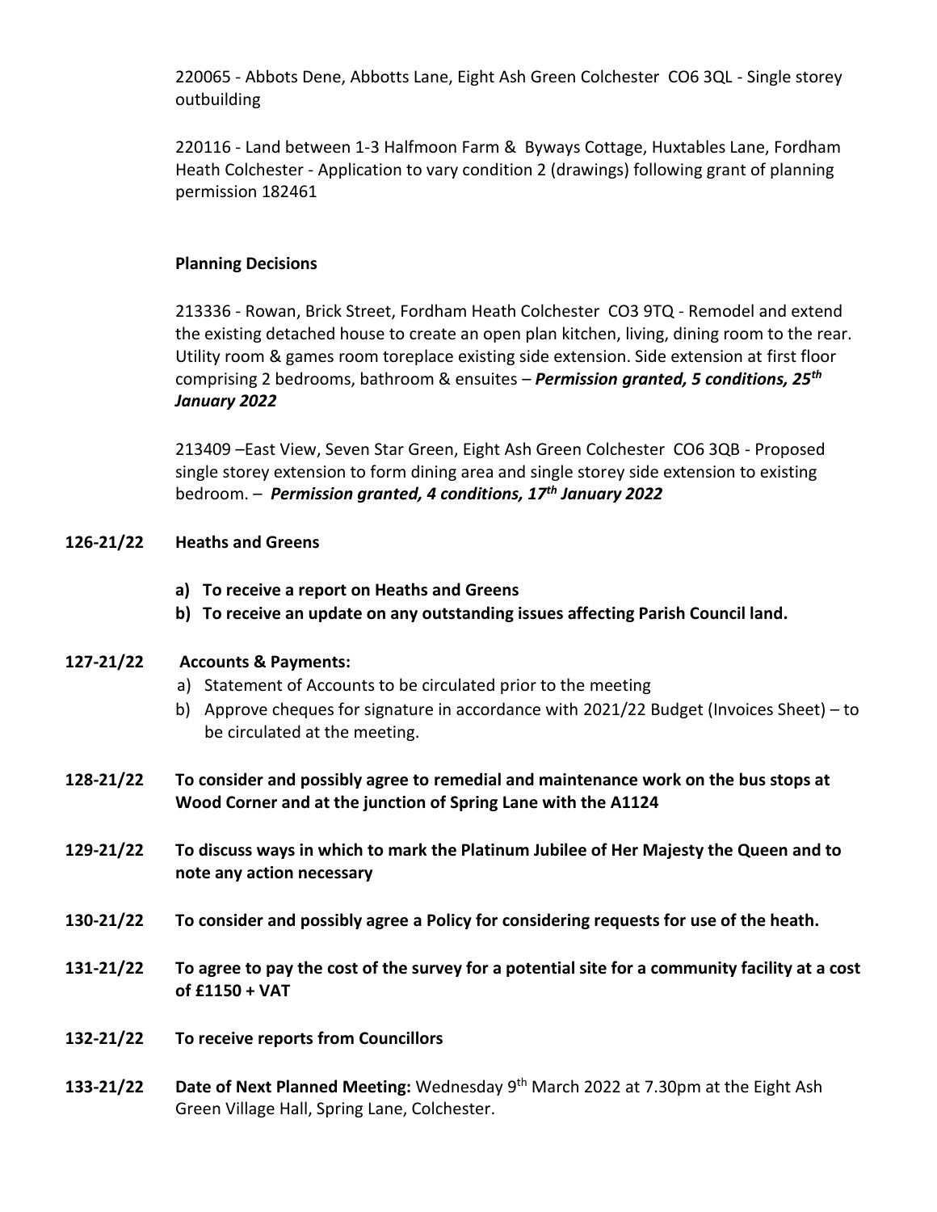220065 - Abbots Dene, Abbotts Lane, Eight Ash Green Colchester CO6 3QL - Single storey outbuilding

220116 - Land between 1-3 Halfmoon Farm & Byways Cottage, Huxtables Lane, Fordham Heath Colchester - Application to vary condition 2 (drawings) following grant of planning permission 182461

**Planning Decisions**

213336 - Rowan, Brick Street, Fordham Heath Colchester CO3 9TQ - Remodel and extend the existing detached house to create an open plan kitchen, living, dining room to the rear. Utility room & games room toreplace existing side extension. Side extension at first floor comprising 2 bedrooms, bathroom & ensuites – ***Permission granted, 5 conditions, 25th January 2022***

213409 –East View, Seven Star Green, Eight Ash Green Colchester CO6 3QB - Proposed single storey extension to form dining area and single storey side extension to existing bedroom. – ***Permission granted, 4 conditions, 17th January 2022***

**126-21/22 Heaths and Greens**

a) **To receive a report on Heaths and Greens**
b) **To receive an update on any outstanding issues affecting Parish Council land.**

**127-21/22 Accounts & Payments:**

a) Statement of Accounts to be circulated prior to the meeting
b) Approve cheques for signature in accordance with 2021/22 Budget (Invoices Sheet) – to be circulated at the meeting.

**128-21/22 To consider and possibly agree to remedial and maintenance work on the bus stops at Wood Corner and at the junction of Spring Lane with the A1124**

**129-21/22 To discuss ways in which to mark the Platinum Jubilee of Her Majesty the Queen and to note any action necessary**

**130-21/22 To consider and possibly agree a Policy for considering requests for use of the heath.**

**131-21/22 To agree to pay the cost of the survey for a potential site for a community facility at a cost of £1150 + VAT**

**132-21/22 To receive reports from Councillors**

**133-21/22 Date of Next Planned Meeting:** Wednesday 9th March 2022 at 7.30pm at the Eight Ash Green Village Hall, Spring Lane, Colchester.